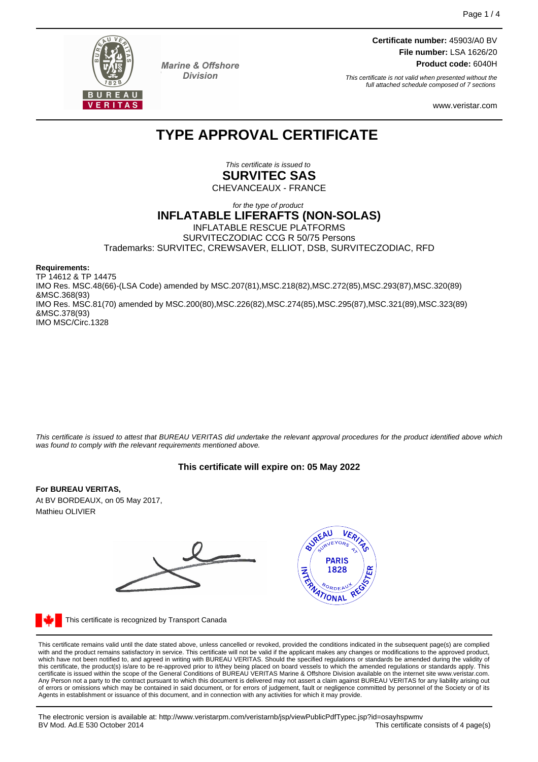Marine & Offshore Division

**Certificate number:** 45903/A0 BV
**File number:** LSA 1626/20
**Product code:** 6040H

*This certificate is not valid when presented without the full attached schedule composed of 7 sections*

www.veristar.com

# TYPE APPROVAL CERTIFICATE

*This certificate is issued to*

**SURVITEC SAS**

CHEVANCEAUX - FRANCE

*for the type of product*

**INFLATABLE LIFERAFTS (NON-SOLAS)**

INFLATABLE RESCUE PLATFORMS
SURVITECZODIAC CCG R 50/75 Persons
Trademarks: SURVITEC, CREWSAVER, ELLIOT, DSB, SURVITECZODIAC, RFD

**Requirements:**

TP 14612 & TP 14475
IMO Res. MSC.48(66)-(LSA Code) amended by MSC.207(81),MSC.218(82),MSC.272(85),MSC.293(87),MSC.320(89) &MSC.368(93)
IMO Res. MSC.81(70) amended by MSC.200(80),MSC.226(82),MSC.274(85),MSC.295(87),MSC.321(89),MSC.323(89) &MSC.378(93)
IMO MSC/Circ.1328

*This certificate is issued to attest that BUREAU VERITAS did undertake the relevant approval procedures for the product identified above which was found to comply with the relevant requirements mentioned above.*

**This certificate will expire on: 05 May 2022**

**For BUREAU VERITAS,**
At BV BORDEAUX, on 05 May 2017,
Mathieu OLIVIER

This certificate is recognized by Transport Canada

This certificate remains valid until the date stated above, unless cancelled or revoked, provided the conditions indicated in the subsequent page(s) are complied with and the product remains satisfactory in service. This certificate will not be valid if the applicant makes any changes or modifications to the approved product, which have not been notified to, and agreed in writing with BUREAU VERITAS. Should the specified regulations or standards be amended during the validity of this certificate, the product(s) is/are to be re-approved prior to it/they being placed on board vessels to which the amended regulations or standards apply. This certificate is issued within the scope of the General Conditions of BUREAU VERITAS Marine & Offshore Division available on the internet site www.veristar.com. Any Person not a party to the contract pursuant to which this document is delivered may not assert a claim against BUREAU VERITAS for any liability arising out of errors or omissions which may be contained in said document, or for errors of judgement, fault or negligence committed by personnel of the Society or of its Agents in establishment or issuance of this document, and in connection with any activities for which it may provide.

The electronic version is available at: http://www.veristarpm.com/veristarnb/jsp/viewPublicPdfTypec.jsp?id=osayhspwmv
BV Mod. Ad.E 530 October 2014
This certificate consists of 4 page(s)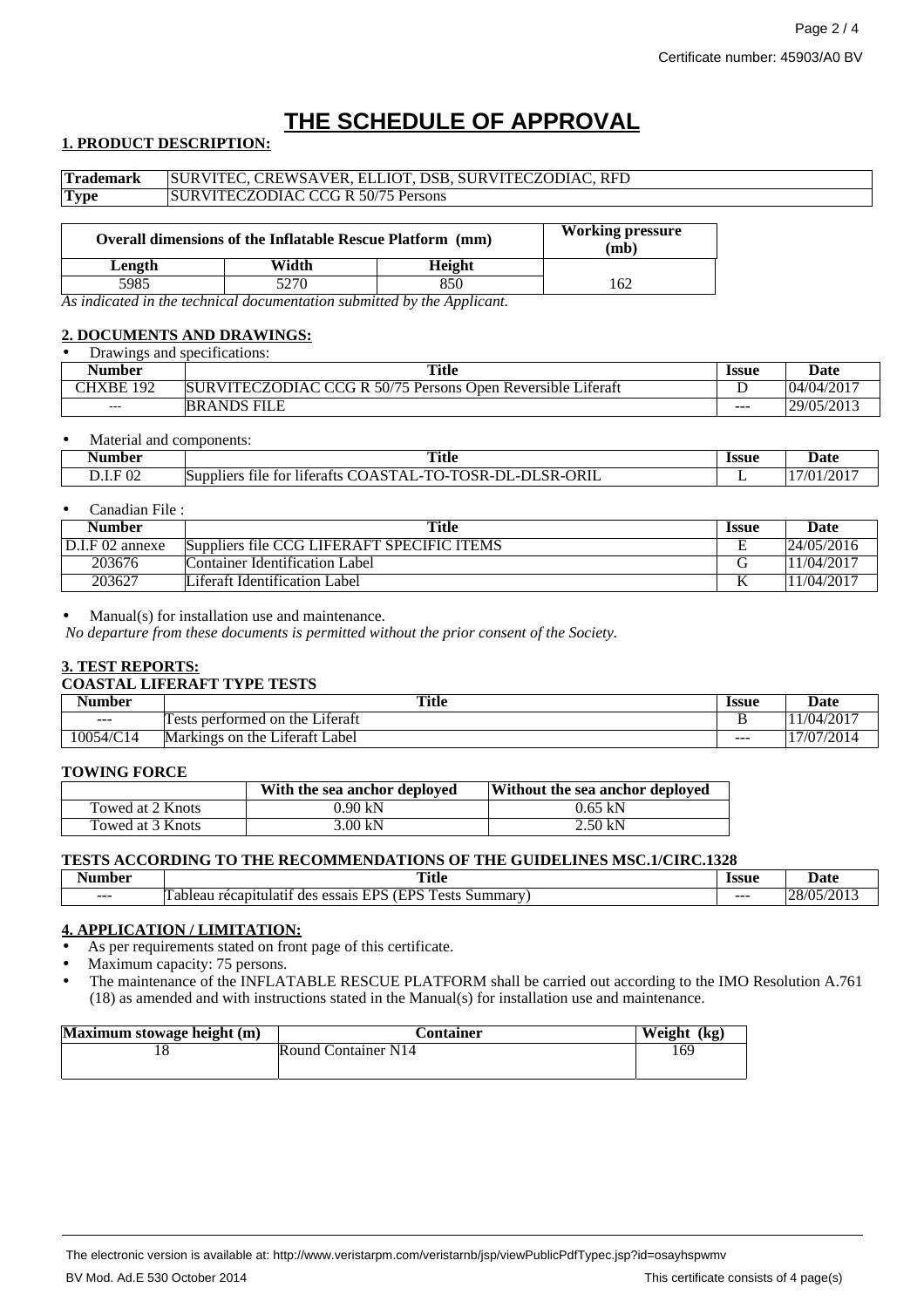# THE SCHEDULE OF APPROVAL

## 1. PRODUCT DESCRIPTION:

| Trademark | SURVITEC, CREWSAVER, ELLIOT, DSB, SURVITECZODIAC, RFD |
|---|---|
| Type | SURVITECZODIAC CCG R 50/75 Persons |

| Overall dimensions of the Inflatable Rescue Platform (mm) | | | Working pressure (mb) |
|---|---|---|---|
| Length | Width | Height | |
| 5985 | 5270 | 850 | 162 |

*As indicated in the technical documentation submitted by the Applicant.*

## 2. DOCUMENTS AND DRAWINGS:

- Drawings and specifications:

| Number | Title | Issue | Date |
|---|---|---|---|
| CHXBE 192 | SURVITECZODIAC CCG R 50/75 Persons Open Reversible Liferaft | D | 04/04/2017 |
| --- | BRANDS FILE | --- | 29/05/2013 |

- Material and components:

| Number | Title | Issue | Date |
|---|---|---|---|
| D.I.F 02 | Suppliers file for liferafts COASTAL-TO-TOSR-DL-DLSR-ORIL | L | 17/01/2017 |

- Canadian File :

| Number | Title | Issue | Date |
|---|---|---|---|
| D.I.F 02 annexe | Suppliers file CCG LIFERAFT SPECIFIC ITEMS | E | 24/05/2016 |
| 203676 | Container Identification Label | G | 11/04/2017 |
| 203627 | Liferaft Identification Label | K | 11/04/2017 |

- Manual(s) for installation use and maintenance.

*No departure from these documents is permitted without the prior consent of the Society.*

## 3. TEST REPORTS:

**COASTAL LIFERAFT TYPE TESTS**

| Number | Title | Issue | Date |
|---|---|---|---|
| --- | Tests performed on the Liferaft | B | 11/04/2017 |
| 10054/C14 | Markings on the Liferaft Label | --- | 17/07/2014 |

**TOWING FORCE**

| | With the sea anchor deployed | Without the sea anchor deployed |
|---|---|---|
| Towed at 2 Knots | 0.90 kN | 0.65 kN |
| Towed at 3 Knots | 3.00 kN | 2.50 kN |

**TESTS ACCORDING TO THE RECOMMENDATIONS OF THE GUIDELINES MSC.1/CIRC.1328**

| Number | Title | Issue | Date |
|---|---|---|---|
| --- | Tableau récapitulatif des essais EPS (EPS Tests Summary) | --- | 28/05/2013 |

## 4. APPLICATION / LIMITATION:

- As per requirements stated on front page of this certificate.
- Maximum capacity: 75 persons.
- The maintenance of the INFLATABLE RESCUE PLATFORM shall be carried out according to the IMO Resolution A.761 (18) as amended and with instructions stated in the Manual(s) for installation use and maintenance.

| Maximum stowage height (m) | Container | Weight (kg) |
|---|---|---|
| 18 | Round Container N14 | 169 |

The electronic version is available at: http://www.veristarpm.com/veristarnb/jsp/viewPublicPdfTypec.jsp?id=osayhspwmv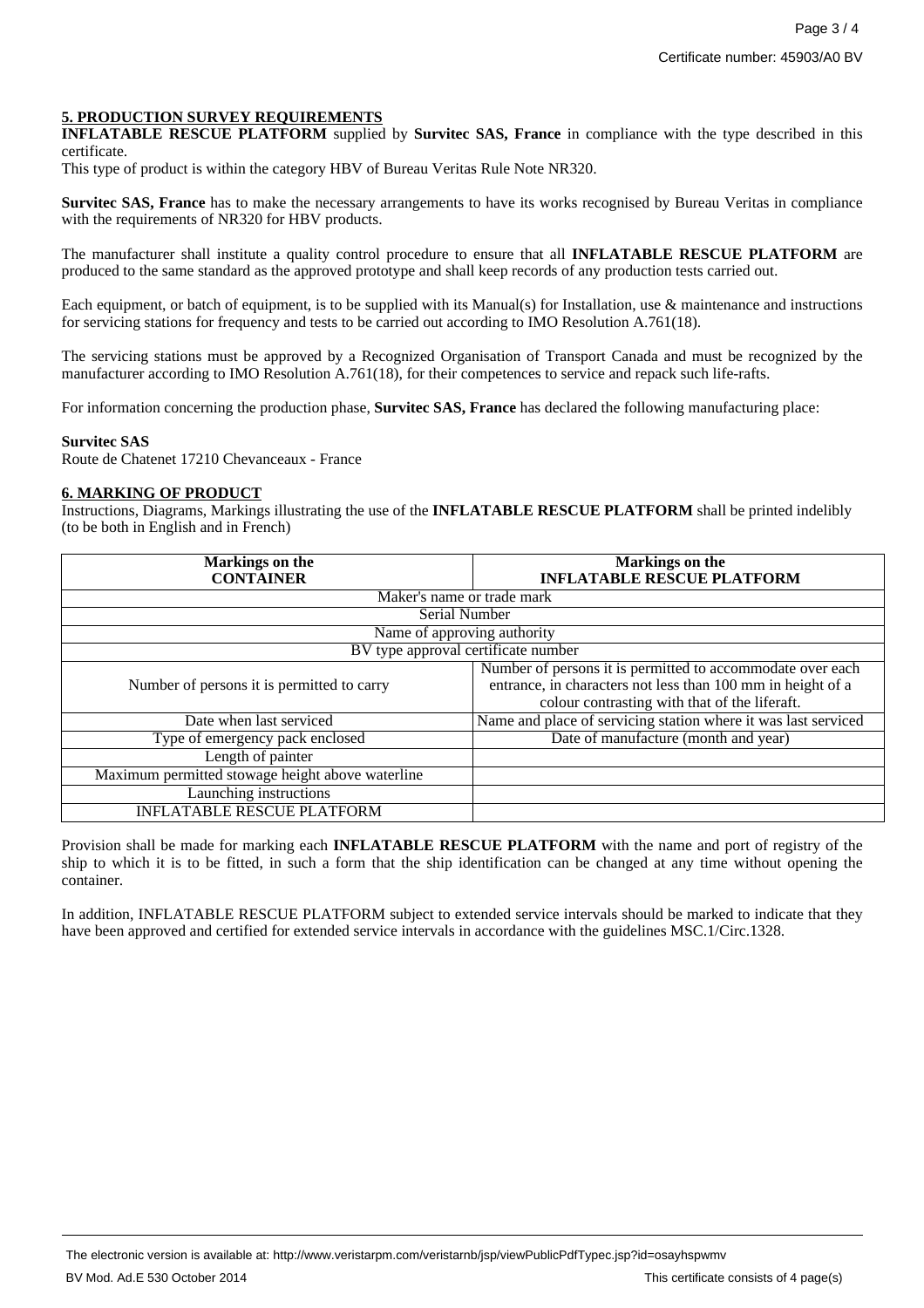## 5. PRODUCTION SURVEY REQUIREMENTS

**INFLATABLE RESCUE PLATFORM** supplied by **Survitec SAS, France** in compliance with the type described in this certificate.

This type of product is within the category HBV of Bureau Veritas Rule Note NR320.

**Survitec SAS, France** has to make the necessary arrangements to have its works recognised by Bureau Veritas in compliance with the requirements of NR320 for HBV products.

The manufacturer shall institute a quality control procedure to ensure that all **INFLATABLE RESCUE PLATFORM** are produced to the same standard as the approved prototype and shall keep records of any production tests carried out.

Each equipment, or batch of equipment, is to be supplied with its Manual(s) for Installation, use & maintenance and instructions for servicing stations for frequency and tests to be carried out according to IMO Resolution A.761(18).

The servicing stations must be approved by a Recognized Organisation of Transport Canada and must be recognized by the manufacturer according to IMO Resolution A.761(18), for their competences to service and repack such life-rafts.

For information concerning the production phase, **Survitec SAS, France** has declared the following manufacturing place:

**Survitec SAS**
Route de Chatenet 17210 Chevanceaux - France

## 6. MARKING OF PRODUCT

Instructions, Diagrams, Markings illustrating the use of the **INFLATABLE RESCUE PLATFORM** shall be printed indelibly (to be both in English and in French)

| Markings on the CONTAINER | Markings on the INFLATABLE RESCUE PLATFORM |
|---|---|
| Maker's name or trade mark | |
| Serial Number | |
| Name of approving authority | |
| BV type approval certificate number | |
| Number of persons it is permitted to carry | Number of persons it is permitted to accommodate over each entrance, in characters not less than 100 mm in height of a colour contrasting with that of the liferaft. |
| Date when last serviced | Name and place of servicing station where it was last serviced |
| Type of emergency pack enclosed | Date of manufacture (month and year) |
| Length of painter | |
| Maximum permitted stowage height above waterline | |
| Launching instructions | |
| INFLATABLE RESCUE PLATFORM | |

Provision shall be made for marking each **INFLATABLE RESCUE PLATFORM** with the name and port of registry of the ship to which it is to be fitted, in such a form that the ship identification can be changed at any time without opening the container.

In addition, INFLATABLE RESCUE PLATFORM subject to extended service intervals should be marked to indicate that they have been approved and certified for extended service intervals in accordance with the guidelines MSC.1/Circ.1328.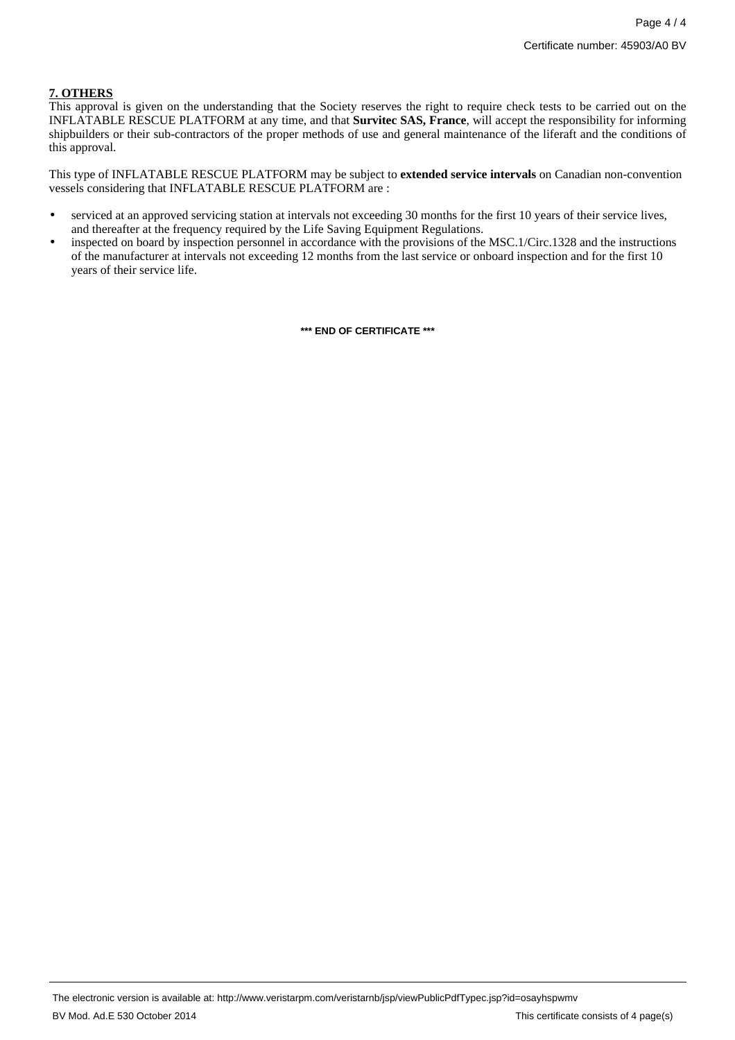## 7. OTHERS

This approval is given on the understanding that the Society reserves the right to require check tests to be carried out on the INFLATABLE RESCUE PLATFORM at any time, and that **Survitec SAS, France**, will accept the responsibility for informing shipbuilders or their sub-contractors of the proper methods of use and general maintenance of the liferaft and the conditions of this approval.

This type of INFLATABLE RESCUE PLATFORM may be subject to **extended service intervals** on Canadian non-convention vessels considering that INFLATABLE RESCUE PLATFORM are :

- serviced at an approved servicing station at intervals not exceeding 30 months for the first 10 years of their service lives, and thereafter at the frequency required by the Life Saving Equipment Regulations.
- inspected on board by inspection personnel in accordance with the provisions of the MSC.1/Circ.1328 and the instructions of the manufacturer at intervals not exceeding 12 months from the last service or onboard inspection and for the first 10 years of their service life.

**\*\*\* END OF CERTIFICATE \*\*\***

The electronic version is available at: http://www.veristarpm.com/veristarnb/jsp/viewPublicPdfTypec.jsp?id=osayhspwmv